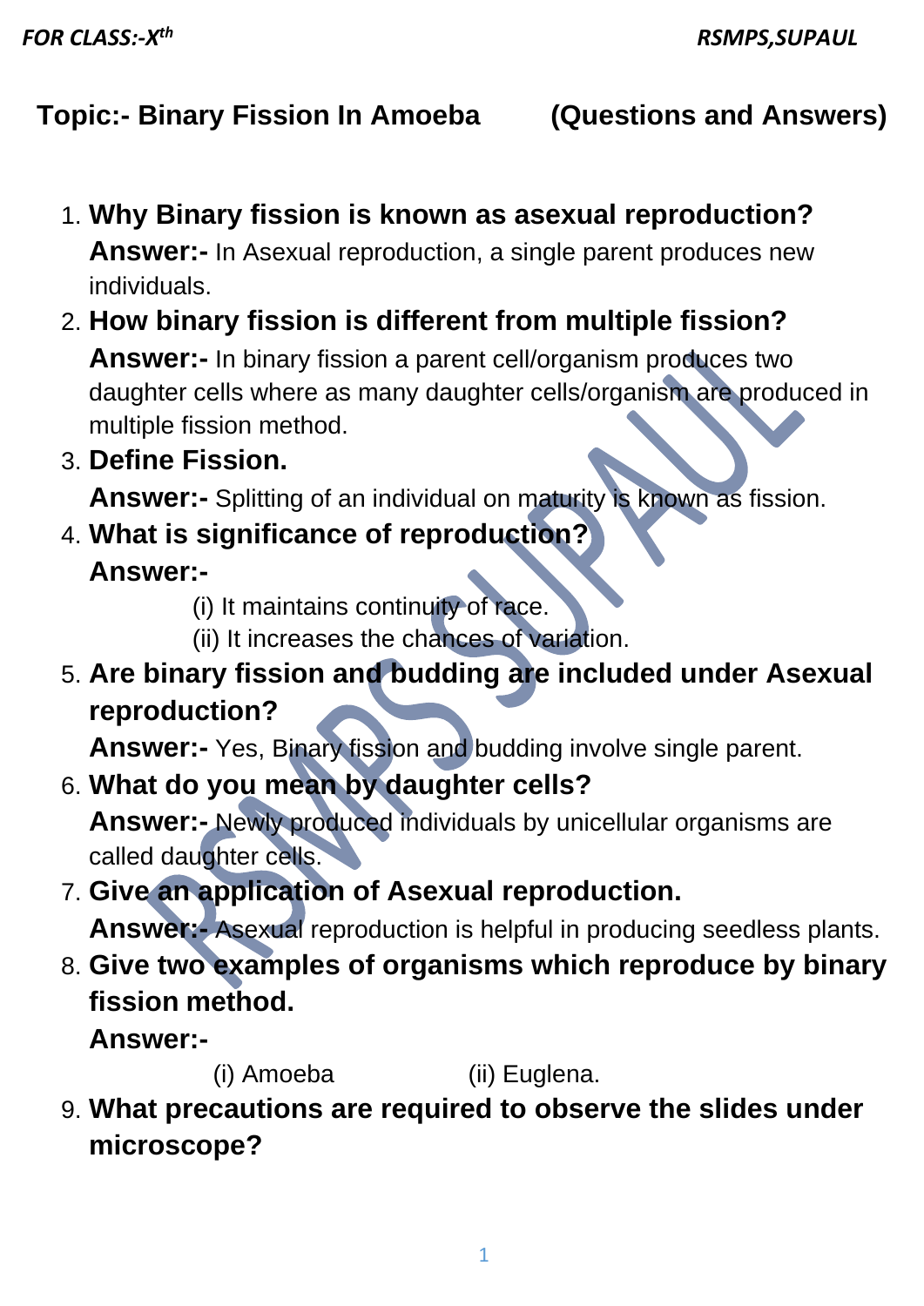# Topic:- Binary Fission In Amoeba (Questions and Answers)

1. **Why Binary fission is known as asexual reproduction?**
   **Answer:-** In Asexual reproduction, a single parent produces new individuals.
2. **How binary fission is different from multiple fission?**
   **Answer:-** In binary fission a parent cell/organism produces two daughter cells where as many daughter cells/organism are produced in multiple fission method.
3. **Define Fission.**
   **Answer:-** Splitting of an individual on maturity is known as fission.
4. **What is significance of reproduction?**
   **Answer:-**
   (i) It maintains continuity of race.
   (ii) It increases the chances of variation.
5. **Are binary fission and budding are included under Asexual reproduction?**
   **Answer:-** Yes, Binary fission and budding involve single parent.
6. **What do you mean by daughter cells?**
   **Answer:-** Newly produced individuals by unicellular organisms are called daughter cells.
7. **Give an application of Asexual reproduction.**
   **Answer:-** Asexual reproduction is helpful in producing seedless plants.
8. **Give two examples of organisms which reproduce by binary fission method.**
   **Answer:-**
   (i) Amoeba (ii) Euglena.
9. **What precautions are required to observe the slides under microscope?**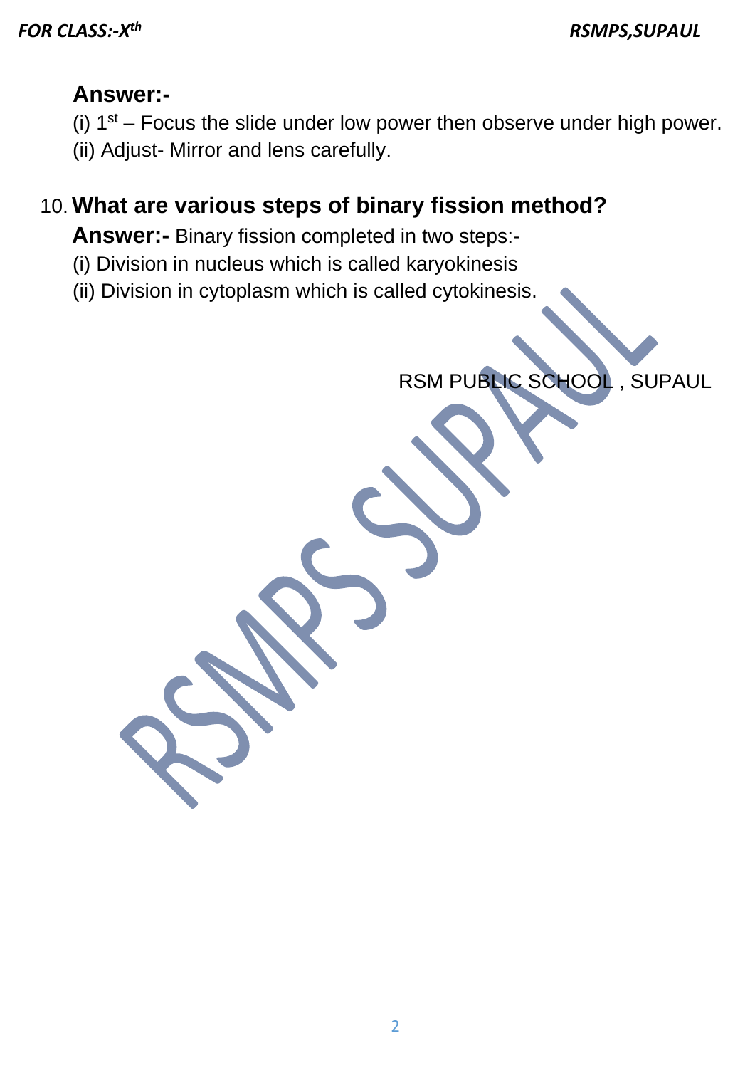**Answer:-**

(i) $1^{st}$ – Focus the slide under low power then observe under high power.

(ii) Adjust- Mirror and lens carefully.

10. **What are various steps of binary fission method?**

**Answer:-** Binary fission completed in two steps:-

(i) Division in nucleus which is called karyokinesis

(ii) Division in cytoplasm which is called cytokinesis.

RSM PUBLIC SCHOOL , SUPAUL